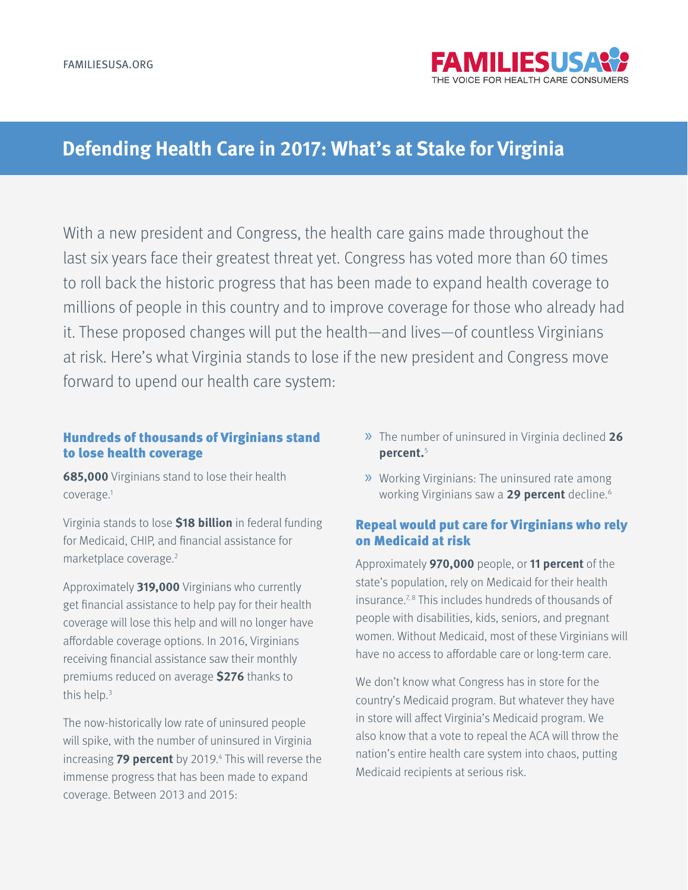# Defending Health Care in 2017: What's at Stake for Virginia

With a new president and Congress, the health care gains made throughout the last six years face their greatest threat yet. Congress has voted more than 60 times to roll back the historic progress that has been made to expand health coverage to millions of people in this country and to improve coverage for those who already had it. These proposed changes will put the health—and lives—of countless Virginians at risk. Here's what Virginia stands to lose if the new president and Congress move forward to upend our health care system:

## Hundreds of thousands of Virginians stand to lose health coverage

**685,000** Virginians stand to lose their health coverage.[1]

Virginia stands to lose **$18 billion** in federal funding for Medicaid, CHIP, and financial assistance for marketplace coverage.[2]

Approximately **319,000** Virginians who currently get financial assistance to help pay for their health coverage will lose this help and will no longer have affordable coverage options. In 2016, Virginians receiving financial assistance saw their monthly premiums reduced on average **$276** thanks to this help.[3]

The now-historically low rate of uninsured people will spike, with the number of uninsured in Virginia increasing **79 percent** by 2019.[4] This will reverse the immense progress that has been made to expand coverage. Between 2013 and 2015:

- The number of uninsured in Virginia declined **26 percent.**[5]
- Working Virginians: The uninsured rate among working Virginians saw a **29 percent** decline.[6]

## Repeal would put care for Virginians who rely on Medicaid at risk

Approximately **970,000** people, or **11 percent** of the state's population, rely on Medicaid for their health insurance.[7,8] This includes hundreds of thousands of people with disabilities, kids, seniors, and pregnant women. Without Medicaid, most of these Virginians will have no access to affordable care or long-term care.

We don't know what Congress has in store for the country's Medicaid program. But whatever they have in store will affect Virginia's Medicaid program. We also know that a vote to repeal the ACA will throw the nation's entire health care system into chaos, putting Medicaid recipients at serious risk.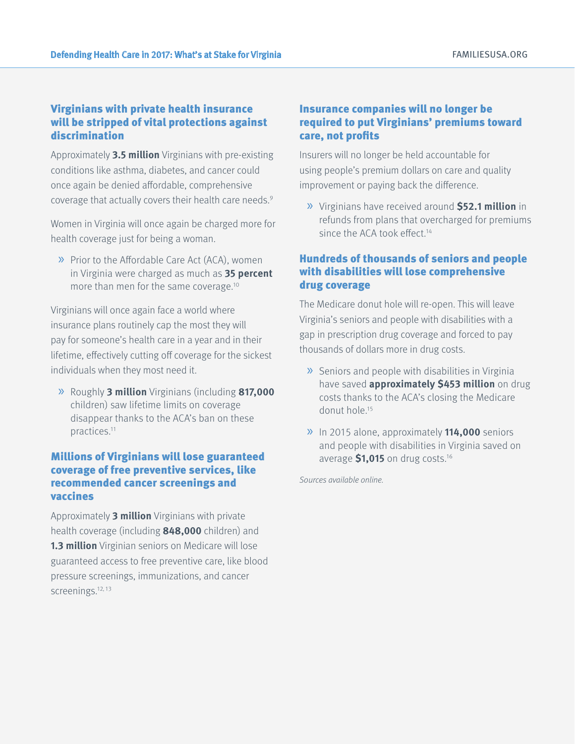## Virginians with private health insurance will be stripped of vital protections against discrimination

Approximately **3.5 million** Virginians with pre-existing conditions like asthma, diabetes, and cancer could once again be denied affordable, comprehensive coverage that actually covers their health care needs.[9]

Women in Virginia will once again be charged more for health coverage just for being a woman.

- Prior to the Affordable Care Act (ACA), women in Virginia were charged as much as **35 percent** more than men for the same coverage.[10]

Virginians will once again face a world where insurance plans routinely cap the most they will pay for someone's health care in a year and in their lifetime, effectively cutting off coverage for the sickest individuals when they most need it.

- Roughly **3 million** Virginians (including **817,000** children) saw lifetime limits on coverage disappear thanks to the ACA's ban on these practices.[11]

## Millions of Virginians will lose guaranteed coverage of free preventive services, like recommended cancer screenings and vaccines

Approximately **3 million** Virginians with private health coverage (including **848,000** children) and **1.3 million** Virginian seniors on Medicare will lose guaranteed access to free preventive care, like blood pressure screenings, immunizations, and cancer screenings.[12, 13]

## Insurance companies will no longer be required to put Virginians' premiums toward care, not profits

Insurers will no longer be held accountable for using people's premium dollars on care and quality improvement or paying back the difference.

- Virginians have received around **$52.1 million** in refunds from plans that overcharged for premiums since the ACA took effect.[14]

## Hundreds of thousands of seniors and people with disabilities will lose comprehensive drug coverage

The Medicare donut hole will re-open. This will leave Virginia's seniors and people with disabilities with a gap in prescription drug coverage and forced to pay thousands of dollars more in drug costs.

- Seniors and people with disabilities in Virginia have saved **approximately $453 million** on drug costs thanks to the ACA's closing the Medicare donut hole.[15]
- In 2015 alone, approximately **114,000** seniors and people with disabilities in Virginia saved on average **$1,015** on drug costs.[16]

*Sources available online.*